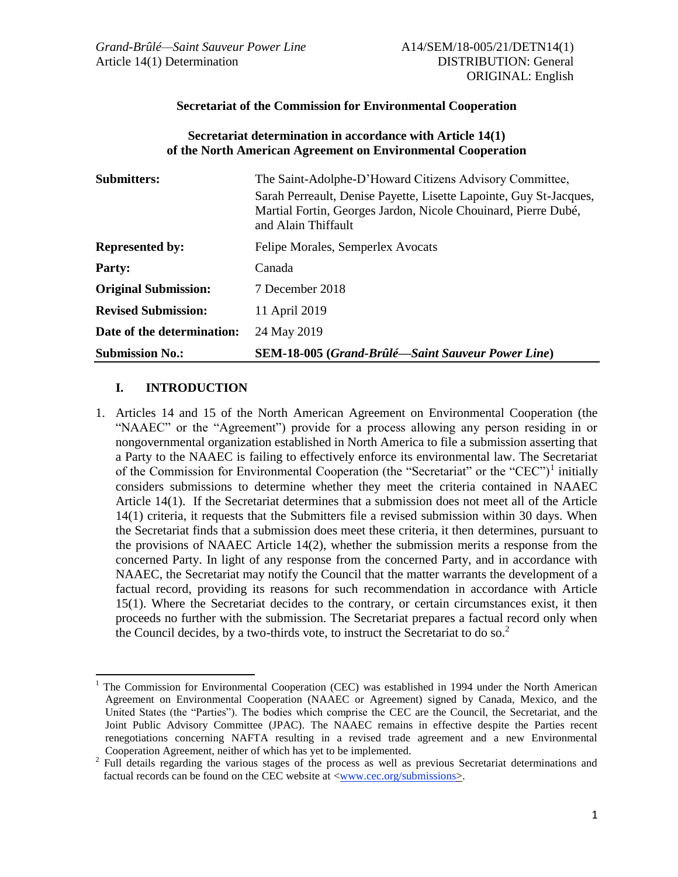Grand-Brûlé—Saint Sauveur Power Line
Article 14(1) Determination

A14/SEM/18-005/21/DETN14(1)
DISTRIBUTION: General
ORIGINAL: English

**Secretariat of the Commission for Environmental Cooperation**

**Secretariat determination in accordance with Article 14(1) of the North American Agreement on Environmental Cooperation**

| | |
|---|---|
| **Submitters:** | The Saint-Adolphe-D'Howard Citizens Advisory Committee, Sarah Perreault, Denise Payette, Lisette Lapointe, Guy St-Jacques, Martial Fortin, Georges Jardon, Nicole Chouinard, Pierre Dubé, and Alain Thiffault |
| **Represented by:** | Felipe Morales, Semperlex Avocats |
| **Party:** | Canada |
| **Original Submission:** | 7 December 2018 |
| **Revised Submission:** | 11 April 2019 |
| **Date of the determination:** | 24 May 2019 |
| **Submission No.:** | **SEM-18-005 (*Grand-Brûlé—Saint Sauveur Power Line*)** |

## I. INTRODUCTION

1. Articles 14 and 15 of the North American Agreement on Environmental Cooperation (the "NAAEC" or the "Agreement") provide for a process allowing any person residing in or nongovernmental organization established in North America to file a submission asserting that a Party to the NAAEC is failing to effectively enforce its environmental law. The Secretariat of the Commission for Environmental Cooperation (the "Secretariat" or the "CEC")[1] initially considers submissions to determine whether they meet the criteria contained in NAAEC Article 14(1). If the Secretariat determines that a submission does not meet all of the Article 14(1) criteria, it requests that the Submitters file a revised submission within 30 days. When the Secretariat finds that a submission does meet these criteria, it then determines, pursuant to the provisions of NAAEC Article 14(2), whether the submission merits a response from the concerned Party. In light of any response from the concerned Party, and in accordance with NAAEC, the Secretariat may notify the Council that the matter warrants the development of a factual record, providing its reasons for such recommendation in accordance with Article 15(1). Where the Secretariat decides to the contrary, or certain circumstances exist, it then proceeds no further with the submission. The Secretariat prepares a factual record only when the Council decides, by a two-thirds vote, to instruct the Secretariat to do so.[2]

---

[1] The Commission for Environmental Cooperation (CEC) was established in 1994 under the North American Agreement on Environmental Cooperation (NAAEC or Agreement) signed by Canada, Mexico, and the United States (the "Parties"). The bodies which comprise the CEC are the Council, the Secretariat, and the Joint Public Advisory Committee (JPAC). The NAAEC remains in effective despite the Parties recent renegotiations concerning NAFTA resulting in a revised trade agreement and a new Environmental Cooperation Agreement, neither of which has yet to be implemented.

[2] Full details regarding the various stages of the process as well as previous Secretariat determinations and factual records can be found on the CEC website at <www.cec.org/submissions>.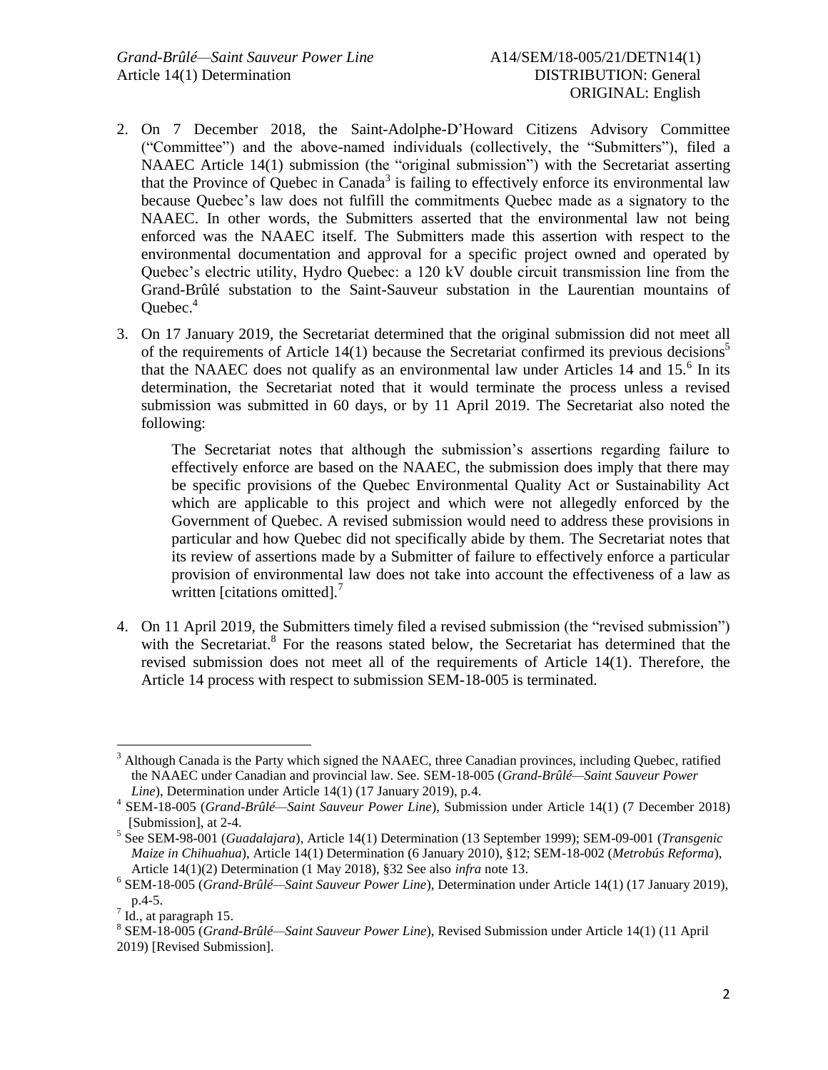2. On 7 December 2018, the Saint-Adolphe-D'Howard Citizens Advisory Committee ("Committee") and the above-named individuals (collectively, the "Submitters"), filed a NAAEC Article 14(1) submission (the "original submission") with the Secretariat asserting that the Province of Quebec in Canada[3] is failing to effectively enforce its environmental law because Quebec's law does not fulfill the commitments Quebec made as a signatory to the NAAEC. In other words, the Submitters asserted that the environmental law not being enforced was the NAAEC itself. The Submitters made this assertion with respect to the environmental documentation and approval for a specific project owned and operated by Quebec's electric utility, Hydro Quebec: a 120 kV double circuit transmission line from the Grand-Brûlé substation to the Saint-Sauveur substation in the Laurentian mountains of Quebec.[4]

3. On 17 January 2019, the Secretariat determined that the original submission did not meet all of the requirements of Article 14(1) because the Secretariat confirmed its previous decisions[5] that the NAAEC does not qualify as an environmental law under Articles 14 and 15.[6] In its determination, the Secretariat noted that it would terminate the process unless a revised submission was submitted in 60 days, or by 11 April 2019. The Secretariat also noted the following:

   > The Secretariat notes that although the submission's assertions regarding failure to effectively enforce are based on the NAAEC, the submission does imply that there may be specific provisions of the Quebec Environmental Quality Act or Sustainability Act which are applicable to this project and which were not allegedly enforced by the Government of Quebec. A revised submission would need to address these provisions in particular and how Quebec did not specifically abide by them. The Secretariat notes that its review of assertions made by a Submitter of failure to effectively enforce a particular provision of environmental law does not take into account the effectiveness of a law as written [citations omitted].[7]

4. On 11 April 2019, the Submitters timely filed a revised submission (the "revised submission") with the Secretariat.[8] For the reasons stated below, the Secretariat has determined that the revised submission does not meet all of the requirements of Article 14(1). Therefore, the Article 14 process with respect to submission SEM-18-005 is terminated.

---

[3] Although Canada is the Party which signed the NAAEC, three Canadian provinces, including Quebec, ratified the NAAEC under Canadian and provincial law. See. SEM-18-005 (*Grand-Brûlé—Saint Sauveur Power Line*), Determination under Article 14(1) (17 January 2019), p.4.

[4] SEM-18-005 (*Grand-Brûlé—Saint Sauveur Power Line*), Submission under Article 14(1) (7 December 2018) [Submission], at 2-4.

[5] See SEM-98-001 (*Guadalajara*), Article 14(1) Determination (13 September 1999); SEM-09-001 (*Transgenic Maize in Chihuahua*), Article 14(1) Determination (6 January 2010), §12; SEM-18-002 (*Metrobús Reforma*), Article 14(1)(2) Determination (1 May 2018), §32 See also *infra* note 13.

[6] SEM-18-005 (*Grand-Brûlé—Saint Sauveur Power Line*), Determination under Article 14(1) (17 January 2019), p.4-5.

[7] Id., at paragraph 15.

[8] SEM-18-005 (*Grand-Brûlé—Saint Sauveur Power Line*), Revised Submission under Article 14(1) (11 April 2019) [Revised Submission].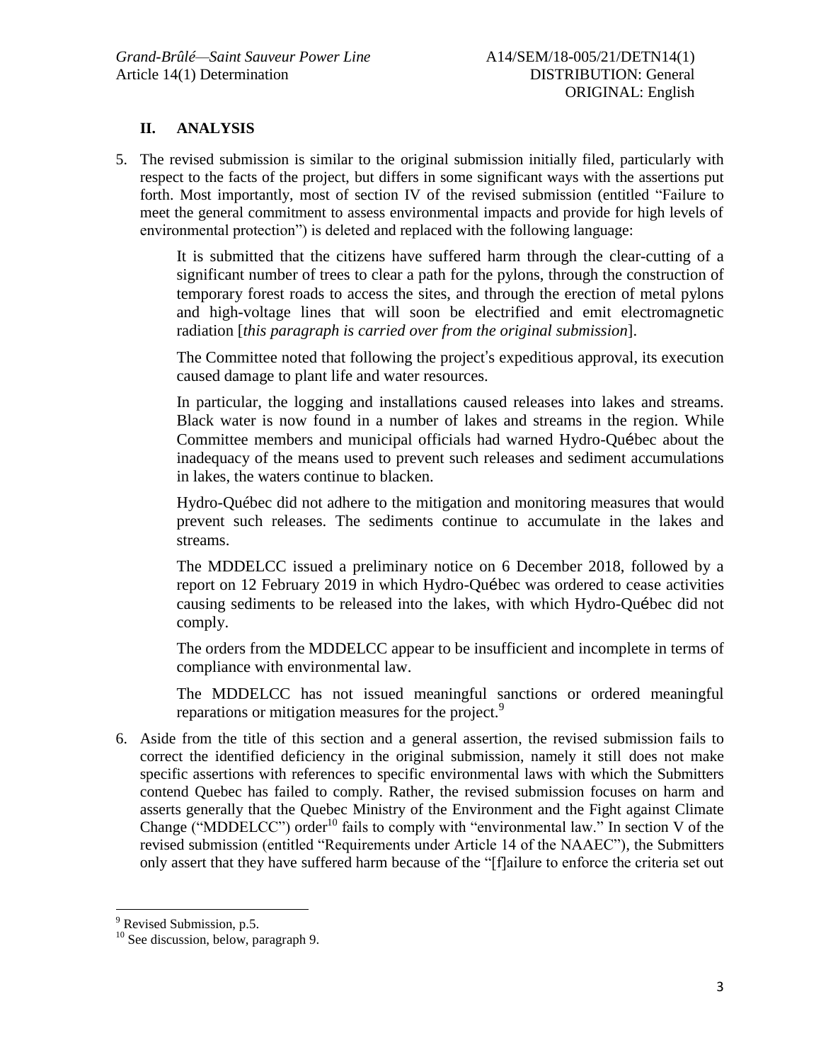## II. ANALYSIS

5. The revised submission is similar to the original submission initially filed, particularly with respect to the facts of the project, but differs in some significant ways with the assertions put forth. Most importantly, most of section IV of the revised submission (entitled "Failure to meet the general commitment to assess environmental impacts and provide for high levels of environmental protection") is deleted and replaced with the following language:

> It is submitted that the citizens have suffered harm through the clear-cutting of a significant number of trees to clear a path for the pylons, through the construction of temporary forest roads to access the sites, and through the erection of metal pylons and high-voltage lines that will soon be electrified and emit electromagnetic radiation [*this paragraph is carried over from the original submission*].
>
> The Committee noted that following the project's expeditious approval, its execution caused damage to plant life and water resources.
>
> In particular, the logging and installations caused releases into lakes and streams. Black water is now found in a number of lakes and streams in the region. While Committee members and municipal officials had warned Hydro-Québec about the inadequacy of the means used to prevent such releases and sediment accumulations in lakes, the waters continue to blacken.
>
> Hydro-Québec did not adhere to the mitigation and monitoring measures that would prevent such releases. The sediments continue to accumulate in the lakes and streams.
>
> The MDDELCC issued a preliminary notice on 6 December 2018, followed by a report on 12 February 2019 in which Hydro-Québec was ordered to cease activities causing sediments to be released into the lakes, with which Hydro-Québec did not comply.
>
> The orders from the MDDELCC appear to be insufficient and incomplete in terms of compliance with environmental law.
>
> The MDDELCC has not issued meaningful sanctions or ordered meaningful reparations or mitigation measures for the project.[9]

6. Aside from the title of this section and a general assertion, the revised submission fails to correct the identified deficiency in the original submission, namely it still does not make specific assertions with references to specific environmental laws with which the Submitters contend Quebec has failed to comply. Rather, the revised submission focuses on harm and asserts generally that the Quebec Ministry of the Environment and the Fight against Climate Change ("MDDELCC") order[10] fails to comply with "environmental law." In section V of the revised submission (entitled "Requirements under Article 14 of the NAAEC"), the Submitters only assert that they have suffered harm because of the "[f]ailure to enforce the criteria set out

---

[9] Revised Submission, p.5.

[10] See discussion, below, paragraph 9.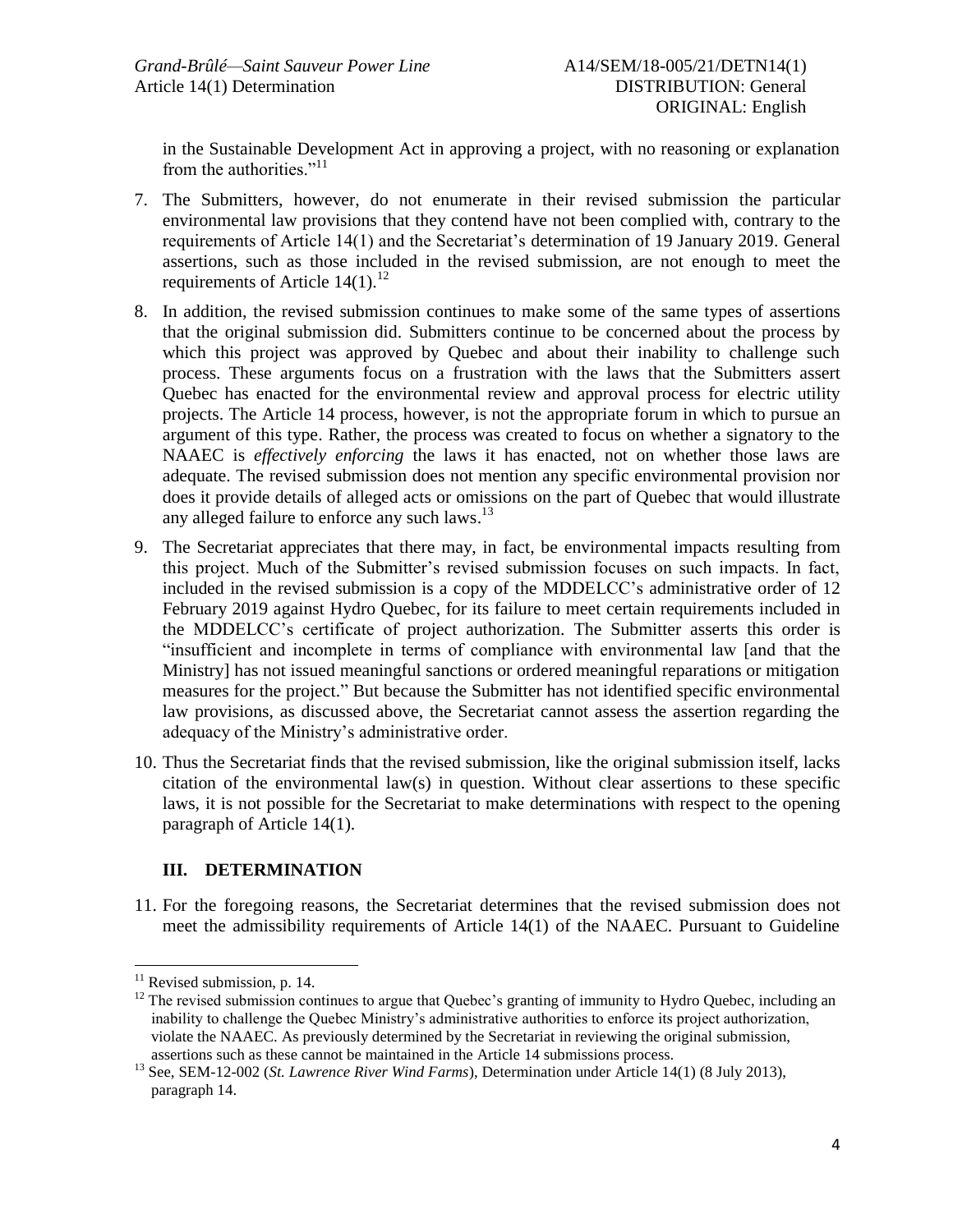in the Sustainable Development Act in approving a project, with no reasoning or explanation from the authorities."[11]

7. The Submitters, however, do not enumerate in their revised submission the particular environmental law provisions that they contend have not been complied with, contrary to the requirements of Article 14(1) and the Secretariat's determination of 19 January 2019. General assertions, such as those included in the revised submission, are not enough to meet the requirements of Article 14(1).[12]

8. In addition, the revised submission continues to make some of the same types of assertions that the original submission did. Submitters continue to be concerned about the process by which this project was approved by Quebec and about their inability to challenge such process. These arguments focus on a frustration with the laws that the Submitters assert Quebec has enacted for the environmental review and approval process for electric utility projects. The Article 14 process, however, is not the appropriate forum in which to pursue an argument of this type. Rather, the process was created to focus on whether a signatory to the NAAEC is *effectively enforcing* the laws it has enacted, not on whether those laws are adequate. The revised submission does not mention any specific environmental provision nor does it provide details of alleged acts or omissions on the part of Quebec that would illustrate any alleged failure to enforce any such laws.[13]

9. The Secretariat appreciates that there may, in fact, be environmental impacts resulting from this project. Much of the Submitter's revised submission focuses on such impacts. In fact, included in the revised submission is a copy of the MDDELCC's administrative order of 12 February 2019 against Hydro Quebec, for its failure to meet certain requirements included in the MDDELCC's certificate of project authorization. The Submitter asserts this order is "insufficient and incomplete in terms of compliance with environmental law [and that the Ministry] has not issued meaningful sanctions or ordered meaningful reparations or mitigation measures for the project." But because the Submitter has not identified specific environmental law provisions, as discussed above, the Secretariat cannot assess the assertion regarding the adequacy of the Ministry's administrative order.

10. Thus the Secretariat finds that the revised submission, like the original submission itself, lacks citation of the environmental law(s) in question. Without clear assertions to these specific laws, it is not possible for the Secretariat to make determinations with respect to the opening paragraph of Article 14(1).

## III. DETERMINATION

11. For the foregoing reasons, the Secretariat determines that the revised submission does not meet the admissibility requirements of Article 14(1) of the NAAEC. Pursuant to Guideline

---

[11] Revised submission, p. 14.

[12] The revised submission continues to argue that Quebec's granting of immunity to Hydro Quebec, including an inability to challenge the Quebec Ministry's administrative authorities to enforce its project authorization, violate the NAAEC. As previously determined by the Secretariat in reviewing the original submission, assertions such as these cannot be maintained in the Article 14 submissions process.

[13] See, SEM-12-002 (*St. Lawrence River Wind Farms*), Determination under Article 14(1) (8 July 2013), paragraph 14.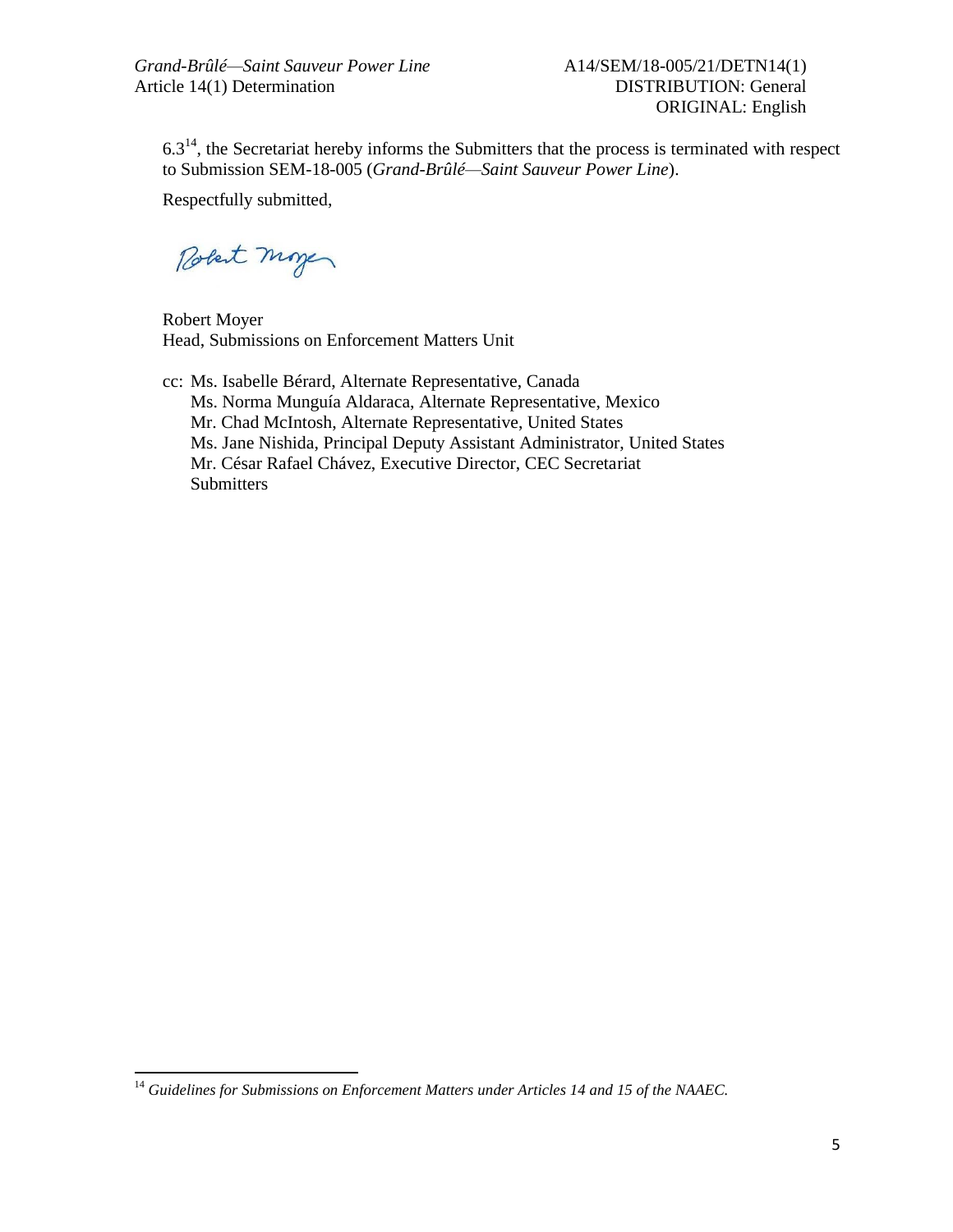6.3[14], the Secretariat hereby informs the Submitters that the process is terminated with respect to Submission SEM-18-005 (*Grand-Brûlé—Saint Sauveur Power Line*).

Respectfully submitted,

Robert Moyer  
Head, Submissions on Enforcement Matters Unit

cc: Ms. Isabelle Bérard, Alternate Representative, Canada  
Ms. Norma Munguía Aldaraca, Alternate Representative, Mexico  
Mr. Chad McIntosh, Alternate Representative, United States  
Ms. Jane Nishida, Principal Deputy Assistant Administrator, United States  
Mr. César Rafael Chávez, Executive Director, CEC Secretariat  
Submitters

---

[14] *Guidelines for Submissions on Enforcement Matters under Articles 14 and 15 of the NAAEC.*